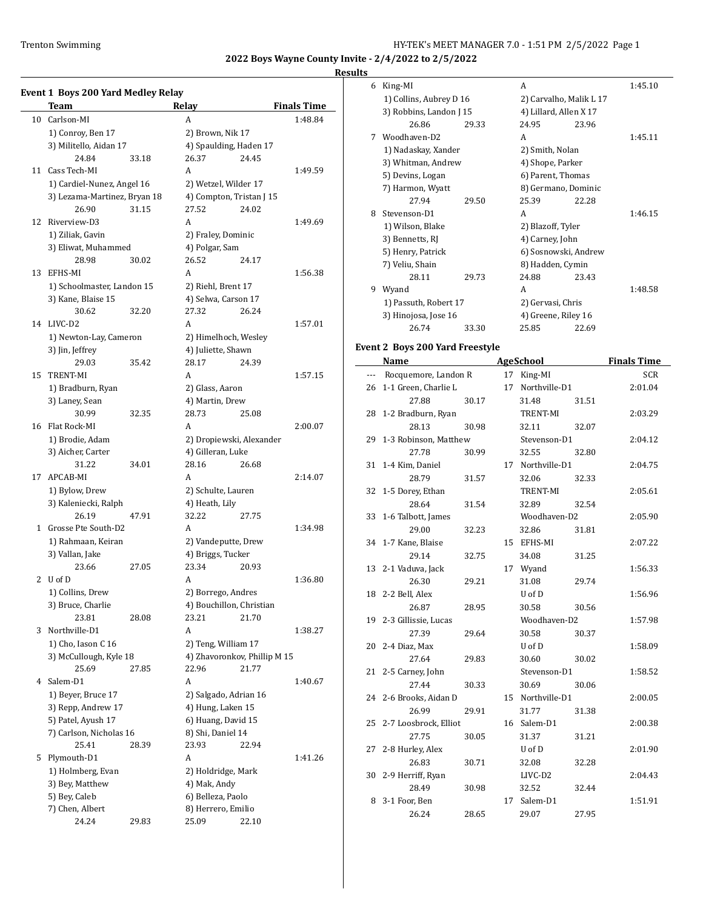## 2022 Boys Wayne County Invite - 2/4/2022 to 2/5/2022

### Results

### Event 1 Boys 200 Yard Medley Relay

| | Team | Relay | Finals Time |
|---|---|---|---|
| 10 | Carlson-MI | A | 1:48.84 |
| | 1) Conroy, Ben 17 | 2) Brown, Nik 17 | |
| | 3) Militello, Aidan 17 | 4) Spaulding, Haden 17 | |
| | 24.84 33.18 | 26.37 24.45 | |
| 11 | Cass Tech-MI | A | 1:49.59 |
| | 1) Cardiel-Nunez, Angel 16 | 2) Wetzel, Wilder 17 | |
| | 3) Lezama-Martinez, Bryan 18 | 4) Compton, Tristan J 15 | |
| | 26.90 31.15 | 27.52 24.02 | |
| 12 | Riverview-D3 | A | 1:49.69 |
| | 1) Ziliak, Gavin | 2) Fraley, Dominic | |
| | 3) Eliwat, Muhammed | 4) Polgar, Sam | |
| | 28.98 30.02 | 26.52 24.17 | |
| 13 | EFHS-MI | A | 1:56.38 |
| | 1) Schoolmaster, Landon 15 | 2) Riehl, Brent 17 | |
| | 3) Kane, Blaise 15 | 4) Selwa, Carson 17 | |
| | 30.62 32.20 | 27.32 26.24 | |
| 14 | LIVC-D2 | A | 1:57.01 |
| | 1) Newton-Lay, Cameron | 2) Himelhoch, Wesley | |
| | 3) Jin, Jeffrey | 4) Juliette, Shawn | |
| | 29.03 35.42 | 28.17 24.39 | |
| 15 | TRENT-MI | A | 1:57.15 |
| | 1) Bradburn, Ryan | 2) Glass, Aaron | |
| | 3) Laney, Sean | 4) Martin, Drew | |
| | 30.99 32.35 | 28.73 25.08 | |
| 16 | Flat Rock-MI | A | 2:00.07 |
| | 1) Brodie, Adam | 2) Dropiewski, Alexander | |
| | 3) Aicher, Carter | 4) Gilleran, Luke | |
| | 31.22 34.01 | 28.16 26.68 | |
| 17 | APCAB-MI | A | 2:14.07 |
| | 1) Bylow, Drew | 2) Schulte, Lauren | |
| | 3) Kaleniecki, Ralph | 4) Heath, Lily | |
| | 26.19 47.91 | 32.22 27.75 | |
| 1 | Grosse Pte South-D2 | A | 1:34.98 |
| | 1) Rahmaan, Keiran | 2) Vandeputte, Drew | |
| | 3) Vallan, Jake | 4) Briggs, Tucker | |
| | 23.66 27.05 | 23.34 20.93 | |
| 2 | U of D | A | 1:36.80 |
| | 1) Collins, Drew | 2) Borrego, Andres | |
| | 3) Bruce, Charlie | 4) Bouchillon, Christian | |
| | 23.81 28.08 | 23.21 21.70 | |
| 3 | Northville-D1 | A | 1:38.27 |
| | 1) Cho, Iason C 16 | 2) Teng, William 17 | |
| | 3) McCullough, Kyle 18 | 4) Zhavoronkov, Phillip M 15 | |
| | 25.69 27.85 | 22.96 21.77 | |
| 4 | Salem-D1 | A | 1:40.67 |
| | 1) Beyer, Bruce 17 | 2) Salgado, Adrian 16 | |
| | 3) Repp, Andrew 17 | 4) Hung, Laken 15 | |
| | 5) Patel, Ayush 17 | 6) Huang, David 15 | |
| | 7) Carlson, Nicholas 16 | 8) Shi, Daniel 14 | |
| | 25.41 28.39 | 23.93 22.94 | |
| 5 | Plymouth-D1 | A | 1:41.26 |
| | 1) Holmberg, Evan | 2) Holdridge, Mark | |
| | 3) Bey, Matthew | 4) Mak, Andy | |
| | 5) Bey, Caleb | 6) Belleza, Paolo | |
| | 7) Chen, Albert | 8) Herrero, Emilio | |
| | 24.24 29.83 | 25.09 22.10 | |
| 6 | King-MI | A | 1:45.10 |
| | 1) Collins, Aubrey D 16 | 2) Carvalho, Malik L 17 | |
| | 3) Robbins, Landon J 15 | 4) Lillard, Allen X 17 | |
| | 26.86 29.33 | 24.95 23.96 | |
| 7 | Woodhaven-D2 | A | 1:45.11 |
| | 1) Nadaskay, Xander | 2) Smith, Nolan | |
| | 3) Whitman, Andrew | 4) Shope, Parker | |
| | 5) Devins, Logan | 6) Parent, Thomas | |
| | 7) Harmon, Wyatt | 8) Germano, Dominic | |
| | 27.94 29.50 | 25.39 22.28 | |
| 8 | Stevenson-D1 | A | 1:46.15 |
| | 1) Wilson, Blake | 2) Blazoff, Tyler | |
| | 3) Bennetts, RJ | 4) Carney, John | |
| | 5) Henry, Patrick | 6) Sosnowski, Andrew | |
| | 7) Veliu, Shain | 8) Hadden, Cymin | |
| | 28.11 29.73 | 24.88 23.43 | |
| 9 | Wyand | A | 1:48.58 |
| | 1) Passuth, Robert 17 | 2) Gervasi, Chris | |
| | 3) Hinojosa, Jose 16 | 4) Greene, Riley 16 | |
| | 26.74 33.30 | 25.85 22.69 | |

### Event 2 Boys 200 Yard Freestyle

| | Name | Age | School | Finals Time |
|---|---|---|---|---|
| --- | Rocquemore, Landon R | 17 | King-MI | SCR |
| 26 | 1-1 Green, Charlie L | 17 | Northville-D1 | 2:01.04 |
| | 27.88 30.17 | | 31.48 31.51 | |
| 28 | 1-2 Bradburn, Ryan | | TRENT-MI | 2:03.29 |
| | 28.13 30.98 | | 32.11 32.07 | |
| 29 | 1-3 Robinson, Matthew | | Stevenson-D1 | 2:04.12 |
| | 27.78 30.99 | | 32.55 32.80 | |
| 31 | 1-4 Kim, Daniel | 17 | Northville-D1 | 2:04.75 |
| | 28.79 31.57 | | 32.06 32.33 | |
| 32 | 1-5 Dorey, Ethan | | TRENT-MI | 2:05.61 |
| | 28.64 31.54 | | 32.89 32.54 | |
| 33 | 1-6 Talbott, James | | Woodhaven-D2 | 2:05.90 |
| | 29.00 32.23 | | 32.86 31.81 | |
| 34 | 1-7 Kane, Blaise | 15 | EFHS-MI | 2:07.22 |
| | 29.14 32.75 | | 34.08 31.25 | |
| 13 | 2-1 Vaduva, Jack | 17 | Wyand | 1:56.33 |
| | 26.30 29.21 | | 31.08 29.74 | |
| 18 | 2-2 Bell, Alex | | U of D | 1:56.96 |
| | 26.87 28.95 | | 30.58 30.56 | |
| 19 | 2-3 Gillissie, Lucas | | Woodhaven-D2 | 1:57.98 |
| | 27.39 29.64 | | 30.58 30.37 | |
| 20 | 2-4 Diaz, Max | | U of D | 1:58.09 |
| | 27.64 29.83 | | 30.60 30.02 | |
| 21 | 2-5 Carney, John | | Stevenson-D1 | 1:58.52 |
| | 27.44 30.33 | | 30.69 30.06 | |
| 24 | 2-6 Brooks, Aidan D | 15 | Northville-D1 | 2:00.05 |
| | 26.99 29.91 | | 31.77 31.38 | |
| 25 | 2-7 Loosbrock, Elliot | 16 | Salem-D1 | 2:00.38 |
| | 27.75 30.05 | | 31.37 31.21 | |
| 27 | 2-8 Hurley, Alex | | U of D | 2:01.90 |
| | 26.83 30.71 | | 32.08 32.28 | |
| 30 | 2-9 Herriff, Ryan | | LIVC-D2 | 2:04.43 |
| | 28.49 30.98 | | 32.52 32.44 | |
| 8 | 3-1 Foor, Ben | 17 | Salem-D1 | 1:51.91 |
| | 26.24 28.65 | | 29.07 27.95 | |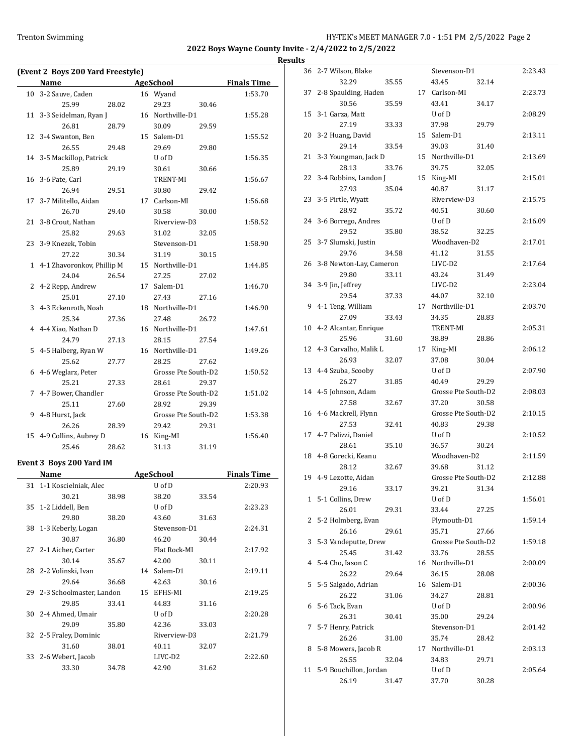**2022 Boys Wayne County Invite - 2/4/2022 to 2/5/2022**

**Results**

### (Event 2 Boys 200 Yard Freestyle)

| | Name | Age | School | Finals Time |
|---|---|---|---|---|
| 10 | 3-2 Sauve, Caden | 16 | Wyand | 1:53.70 |
| | 25.99 28.02 29.23 30.46 | | | |
| 11 | 3-3 Seidelman, Ryan J | 16 | Northville-D1 | 1:55.28 |
| | 26.81 28.79 30.09 29.59 | | | |
| 12 | 3-4 Swanton, Ben | 15 | Salem-D1 | 1:55.52 |
| | 26.55 29.48 29.69 29.80 | | | |
| 14 | 3-5 Mackillop, Patrick | | U of D | 1:56.35 |
| | 25.89 29.19 30.61 30.66 | | | |
| 16 | 3-6 Pate, Carl | | TRENT-MI | 1:56.67 |
| | 26.94 29.51 30.80 29.42 | | | |
| 17 | 3-7 Militello, Aidan | 17 | Carlson-MI | 1:56.68 |
| | 26.70 29.40 30.58 30.00 | | | |
| 21 | 3-8 Crout, Nathan | | Riverview-D3 | 1:58.52 |
| | 25.82 29.63 31.02 32.05 | | | |
| 23 | 3-9 Knezek, Tobin | | Stevenson-D1 | 1:58.90 |
| | 27.22 30.34 31.19 30.15 | | | |
| 1 | 4-1 Zhavoronkov, Phillip M | 15 | Northville-D1 | 1:44.85 |
| | 24.04 26.54 27.25 27.02 | | | |
| 2 | 4-2 Repp, Andrew | 17 | Salem-D1 | 1:46.70 |
| | 25.01 27.10 27.43 27.16 | | | |
| 3 | 4-3 Eckenroth, Noah | 18 | Northville-D1 | 1:46.90 |
| | 25.34 27.36 27.48 26.72 | | | |
| 4 | 4-4 Xiao, Nathan D | 16 | Northville-D1 | 1:47.61 |
| | 24.79 27.13 28.15 27.54 | | | |
| 5 | 4-5 Halberg, Ryan W | 16 | Northville-D1 | 1:49.26 |
| | 25.62 27.77 28.25 27.62 | | | |
| 6 | 4-6 Weglarz, Peter | | Grosse Pte South-D2 | 1:50.52 |
| | 25.21 27.33 28.61 29.37 | | | |
| 7 | 4-7 Bower, Chandler | | Grosse Pte South-D2 | 1:51.02 |
| | 25.11 27.60 28.92 29.39 | | | |
| 9 | 4-8 Hurst, Jack | | Grosse Pte South-D2 | 1:53.38 |
| | 26.26 28.39 29.42 29.31 | | | |
| 15 | 4-9 Collins, Aubrey D | 16 | King-MI | 1:56.40 |
| | 25.46 28.62 31.13 31.19 | | | |

### Event 3 Boys 200 Yard IM

| | Name | Age | School | Finals Time |
|---|---|---|---|---|
| 31 | 1-1 Koscielniak, Alec | | U of D | 2:20.93 |
| | 30.21 38.98 38.20 33.54 | | | |
| 35 | 1-2 Liddell, Ben | | U of D | 2:23.23 |
| | 29.80 38.20 43.60 31.63 | | | |
| 38 | 1-3 Keberly, Logan | | Stevenson-D1 | 2:24.31 |
| | 30.87 36.80 46.20 30.44 | | | |
| 27 | 2-1 Aicher, Carter | | Flat Rock-MI | 2:17.92 |
| | 30.14 35.67 42.00 30.11 | | | |
| 28 | 2-2 Volinski, Ivan | 14 | Salem-D1 | 2:19.11 |
| | 29.64 36.68 42.63 30.16 | | | |
| 29 | 2-3 Schoolmaster, Landon | 15 | EFHS-MI | 2:19.25 |
| | 29.85 33.41 44.83 31.16 | | | |
| 30 | 2-4 Ahmed, Umair | | U of D | 2:20.28 |
| | 29.09 35.80 42.36 33.03 | | | |
| 32 | 2-5 Fraley, Dominic | | Riverview-D3 | 2:21.79 |
| | 31.60 38.01 40.11 32.07 | | | |
| 33 | 2-6 Webert, Jacob | | LIVC-D2 | 2:22.60 |
| | 33.30 34.78 42.90 31.62 | | | |
| 36 | 2-7 Wilson, Blake | | Stevenson-D1 | 2:23.43 |
| | 32.29 35.55 43.45 32.14 | | | |
| 37 | 2-8 Spaulding, Haden | 17 | Carlson-MI | 2:23.73 |
| | 30.56 35.59 43.41 34.17 | | | |
| 15 | 3-1 Garza, Matt | | U of D | 2:08.29 |
| | 27.19 33.33 37.98 29.79 | | | |
| 20 | 3-2 Huang, David | 15 | Salem-D1 | 2:13.11 |
| | 29.14 33.54 39.03 31.40 | | | |
| 21 | 3-3 Youngman, Jack D | 15 | Northville-D1 | 2:13.69 |
| | 28.13 33.76 39.75 32.05 | | | |
| 22 | 3-4 Robbins, Landon J | 15 | King-MI | 2:15.01 |
| | 27.93 35.04 40.87 31.17 | | | |
| 23 | 3-5 Pirtle, Wyatt | | Riverview-D3 | 2:15.75 |
| | 28.92 35.72 40.51 30.60 | | | |
| 24 | 3-6 Borrego, Andres | | U of D | 2:16.09 |
| | 29.52 35.80 38.52 32.25 | | | |
| 25 | 3-7 Slumski, Justin | | Woodhaven-D2 | 2:17.01 |
| | 29.76 34.58 41.12 31.55 | | | |
| 26 | 3-8 Newton-Lay, Cameron | | LIVC-D2 | 2:17.64 |
| | 29.80 33.11 43.24 31.49 | | | |
| 34 | 3-9 Jin, Jeffrey | | LIVC-D2 | 2:23.04 |
| | 29.54 37.33 44.07 32.10 | | | |
| 9 | 4-1 Teng, William | 17 | Northville-D1 | 2:03.70 |
| | 27.09 33.43 34.35 28.83 | | | |
| 10 | 4-2 Alcantar, Enrique | | TRENT-MI | 2:05.31 |
| | 25.96 31.60 38.89 28.86 | | | |
| 12 | 4-3 Carvalho, Malik L | 17 | King-MI | 2:06.12 |
| | 26.93 32.07 37.08 30.04 | | | |
| 13 | 4-4 Szuba, Scooby | | U of D | 2:07.90 |
| | 26.27 31.85 40.49 29.29 | | | |
| 14 | 4-5 Johnson, Adam | | Grosse Pte South-D2 | 2:08.03 |
| | 27.58 32.67 37.20 30.58 | | | |
| 16 | 4-6 Mackrell, Flynn | | Grosse Pte South-D2 | 2:10.15 |
| | 27.53 32.41 40.83 29.38 | | | |
| 17 | 4-7 Palizzi, Daniel | | U of D | 2:10.52 |
| | 28.61 35.10 36.57 30.24 | | | |
| 18 | 4-8 Gorecki, Keanu | | Woodhaven-D2 | 2:11.59 |
| | 28.12 32.67 39.68 31.12 | | | |
| 19 | 4-9 Lezotte, Aidan | | Grosse Pte South-D2 | 2:12.88 |
| | 29.16 33.17 39.21 31.34 | | | |
| 1 | 5-1 Collins, Drew | | U of D | 1:56.01 |
| | 26.01 29.31 33.44 27.25 | | | |
| 2 | 5-2 Holmberg, Evan | | Plymouth-D1 | 1:59.14 |
| | 26.16 29.61 35.71 27.66 | | | |
| 3 | 5-3 Vandeputte, Drew | | Grosse Pte South-D2 | 1:59.18 |
| | 25.45 31.42 33.76 28.55 | | | |
| 4 | 5-4 Cho, Iason C | 16 | Northville-D1 | 2:00.09 |
| | 26.22 29.64 36.15 28.08 | | | |
| 5 | 5-5 Salgado, Adrian | 16 | Salem-D1 | 2:00.36 |
| | 26.22 31.06 34.27 28.81 | | | |
| 6 | 5-6 Tack, Evan | | U of D | 2:00.96 |
| | 26.31 30.41 35.00 29.24 | | | |
| 7 | 5-7 Henry, Patrick | | Stevenson-D1 | 2:01.42 |
| | 26.26 31.00 35.74 28.42 | | | |
| 8 | 5-8 Mowers, Jacob R | 17 | Northville-D1 | 2:03.13 |
| | 26.55 32.04 34.83 29.71 | | | |
| 11 | 5-9 Bouchillon, Jordan | | U of D | 2:05.64 |
| | 26.19 31.47 37.70 30.28 | | | |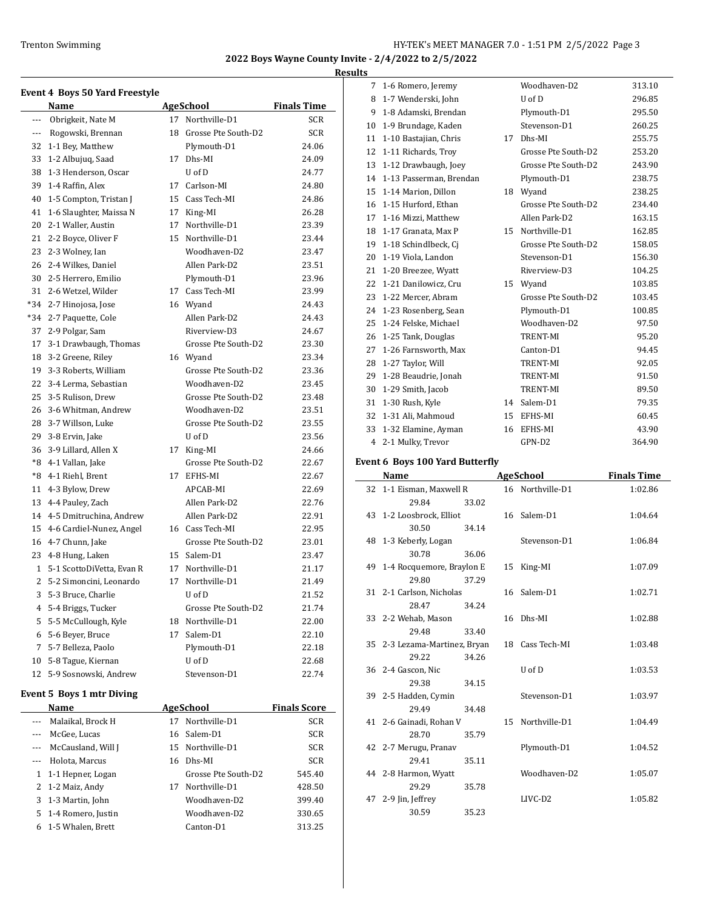## 2022 Boys Wayne County Invite - 2/4/2022 to 2/5/2022

### Results

#### Event 4 Boys 50 Yard Freestyle

| | Name | Age | School | Finals Time |
|---|---|---|---|---|
| --- | Obrigkeit, Nate M | 17 | Northville-D1 | SCR |
| --- | Rogowski, Brennan | 18 | Grosse Pte South-D2 | SCR |
| 32 | 1-1 Bey, Matthew | | Plymouth-D1 | 24.06 |
| 33 | 1-2 Albujuq, Saad | 17 | Dhs-MI | 24.09 |
| 38 | 1-3 Henderson, Oscar | | U of D | 24.77 |
| 39 | 1-4 Raffin, Alex | 17 | Carlson-MI | 24.80 |
| 40 | 1-5 Compton, Tristan J | 15 | Cass Tech-MI | 24.86 |
| 41 | 1-6 Slaughter, Maissa N | 17 | King-MI | 26.28 |
| 20 | 2-1 Waller, Austin | 17 | Northville-D1 | 23.39 |
| 21 | 2-2 Boyce, Oliver F | 15 | Northville-D1 | 23.44 |
| 23 | 2-3 Wolney, Ian | | Woodhaven-D2 | 23.47 |
| 26 | 2-4 Wilkes, Daniel | | Allen Park-D2 | 23.51 |
| 30 | 2-5 Herrero, Emilio | | Plymouth-D1 | 23.96 |
| 31 | 2-6 Wetzel, Wilder | 17 | Cass Tech-MI | 23.99 |
| *34 | 2-7 Hinojosa, Jose | 16 | Wyand | 24.43 |
| *34 | 2-7 Paquette, Cole | | Allen Park-D2 | 24.43 |
| 37 | 2-9 Polgar, Sam | | Riverview-D3 | 24.67 |
| 17 | 3-1 Drawbaugh, Thomas | | Grosse Pte South-D2 | 23.30 |
| 18 | 3-2 Greene, Riley | 16 | Wyand | 23.34 |
| 19 | 3-3 Roberts, William | | Grosse Pte South-D2 | 23.36 |
| 22 | 3-4 Lerma, Sebastian | | Woodhaven-D2 | 23.45 |
| 25 | 3-5 Rulison, Drew | | Grosse Pte South-D2 | 23.48 |
| 26 | 3-6 Whitman, Andrew | | Woodhaven-D2 | 23.51 |
| 28 | 3-7 Willson, Luke | | Grosse Pte South-D2 | 23.55 |
| 29 | 3-8 Ervin, Jake | | U of D | 23.56 |
| 36 | 3-9 Lillard, Allen X | 17 | King-MI | 24.66 |
| *8 | 4-1 Vallan, Jake | | Grosse Pte South-D2 | 22.67 |
| *8 | 4-1 Riehl, Brent | 17 | EFHS-MI | 22.67 |
| 11 | 4-3 Bylow, Drew | | APCAB-MI | 22.69 |
| 13 | 4-4 Pauley, Zach | | Allen Park-D2 | 22.76 |
| 14 | 4-5 Dmitruchina, Andrew | | Allen Park-D2 | 22.91 |
| 15 | 4-6 Cardiel-Nunez, Angel | 16 | Cass Tech-MI | 22.95 |
| 16 | 4-7 Chunn, Jake | | Grosse Pte South-D2 | 23.01 |
| 23 | 4-8 Hung, Laken | 15 | Salem-D1 | 23.47 |
| 1 | 5-1 ScottoDiVetta, Evan R | 17 | Northville-D1 | 21.17 |
| 2 | 5-2 Simoncini, Leonardo | 17 | Northville-D1 | 21.49 |
| 3 | 5-3 Bruce, Charlie | | U of D | 21.52 |
| 4 | 5-4 Briggs, Tucker | | Grosse Pte South-D2 | 21.74 |
| 5 | 5-5 McCullough, Kyle | 18 | Northville-D1 | 22.00 |
| 6 | 5-6 Beyer, Bruce | 17 | Salem-D1 | 22.10 |
| 7 | 5-7 Belleza, Paolo | | Plymouth-D1 | 22.18 |
| 10 | 5-8 Tague, Kiernan | | U of D | 22.68 |
| 12 | 5-9 Sosnowski, Andrew | | Stevenson-D1 | 22.74 |

#### Event 5 Boys 1 mtr Diving

| | Name | Age | School | Finals Score |
|---|---|---|---|---|
| --- | Malaikal, Brock H | 17 | Northville-D1 | SCR |
| --- | McGee, Lucas | 16 | Salem-D1 | SCR |
| --- | McCausland, Will J | 15 | Northville-D1 | SCR |
| --- | Holota, Marcus | 16 | Dhs-MI | SCR |
| 1 | 1-1 Hepner, Logan | | Grosse Pte South-D2 | 545.40 |
| 2 | 1-2 Maiz, Andy | 17 | Northville-D1 | 428.50 |
| 3 | 1-3 Martin, John | | Woodhaven-D2 | 399.40 |
| 5 | 1-4 Romero, Justin | | Woodhaven-D2 | 330.65 |
| 6 | 1-5 Whalen, Brett | | Canton-D1 | 313.25 |
| 7 | 1-6 Romero, Jeremy | | Woodhaven-D2 | 313.10 |
| 8 | 1-7 Wenderski, John | | U of D | 296.85 |
| 9 | 1-8 Adamski, Brendan | | Plymouth-D1 | 295.50 |
| 10 | 1-9 Brundage, Kaden | | Stevenson-D1 | 260.25 |
| 11 | 1-10 Bastajian, Chris | 17 | Dhs-MI | 255.75 |
| 12 | 1-11 Richards, Troy | | Grosse Pte South-D2 | 253.20 |
| 13 | 1-12 Drawbaugh, Joey | | Grosse Pte South-D2 | 243.90 |
| 14 | 1-13 Passerman, Brendan | | Plymouth-D1 | 238.75 |
| 15 | 1-14 Marion, Dillon | 18 | Wyand | 238.25 |
| 16 | 1-15 Hurford, Ethan | | Grosse Pte South-D2 | 234.40 |
| 17 | 1-16 Mizzi, Matthew | | Allen Park-D2 | 163.15 |
| 18 | 1-17 Granata, Max P | 15 | Northville-D1 | 162.85 |
| 19 | 1-18 Schindlbeck, Cj | | Grosse Pte South-D2 | 158.05 |
| 20 | 1-19 Viola, Landon | | Stevenson-D1 | 156.30 |
| 21 | 1-20 Breezee, Wyatt | | Riverview-D3 | 104.25 |
| 22 | 1-21 Danilowicz, Cru | 15 | Wyand | 103.85 |
| 23 | 1-22 Mercer, Abram | | Grosse Pte South-D2 | 103.45 |
| 24 | 1-23 Rosenberg, Sean | | Plymouth-D1 | 100.85 |
| 25 | 1-24 Felske, Michael | | Woodhaven-D2 | 97.50 |
| 26 | 1-25 Tank, Douglas | | TRENT-MI | 95.20 |
| 27 | 1-26 Farnsworth, Max | | Canton-D1 | 94.45 |
| 28 | 1-27 Taylor, Will | | TRENT-MI | 92.05 |
| 29 | 1-28 Beaudrie, Jonah | | TRENT-MI | 91.50 |
| 30 | 1-29 Smith, Jacob | | TRENT-MI | 89.50 |
| 31 | 1-30 Rush, Kyle | 14 | Salem-D1 | 79.35 |
| 32 | 1-31 Ali, Mahmoud | 15 | EFHS-MI | 60.45 |
| 33 | 1-32 Elamine, Ayman | 16 | EFHS-MI | 43.90 |
| 4 | 2-1 Mulky, Trevor | | GPN-D2 | 364.90 |

#### Event 6 Boys 100 Yard Butterfly

| | Name | Age | School | Finals Time |
|---|---|---|---|---|
| 32 | 1-1 Eisman, Maxwell R | 16 | Northville-D1 | 1:02.86 |
| | 29.84 33.02 | | | |
| 43 | 1-2 Loosbrock, Elliot | 16 | Salem-D1 | 1:04.64 |
| | 30.50 34.14 | | | |
| 48 | 1-3 Keberly, Logan | | Stevenson-D1 | 1:06.84 |
| | 30.78 36.06 | | | |
| 49 | 1-4 Rocquemore, Braylon E | 15 | King-MI | 1:07.09 |
| | 29.80 37.29 | | | |
| 31 | 2-1 Carlson, Nicholas | 16 | Salem-D1 | 1:02.71 |
| | 28.47 34.24 | | | |
| 33 | 2-2 Wehab, Mason | 16 | Dhs-MI | 1:02.88 |
| | 29.48 33.40 | | | |
| 35 | 2-3 Lezama-Martinez, Bryan | 18 | Cass Tech-MI | 1:03.48 |
| | 29.22 34.26 | | | |
| 36 | 2-4 Gascon, Nic | | U of D | 1:03.53 |
| | 29.38 34.15 | | | |
| 39 | 2-5 Hadden, Cymin | | Stevenson-D1 | 1:03.97 |
| | 29.49 34.48 | | | |
| 41 | 2-6 Gainadi, Rohan V | 15 | Northville-D1 | 1:04.49 |
| | 28.70 35.79 | | | |
| 42 | 2-7 Merugu, Pranav | | Plymouth-D1 | 1:04.52 |
| | 29.41 35.11 | | | |
| 44 | 2-8 Harmon, Wyatt | | Woodhaven-D2 | 1:05.07 |
| | 29.29 35.78 | | | |
| 47 | 2-9 Jin, Jeffrey | | LIVC-D2 | 1:05.82 |
| | 30.59 35.23 | | | |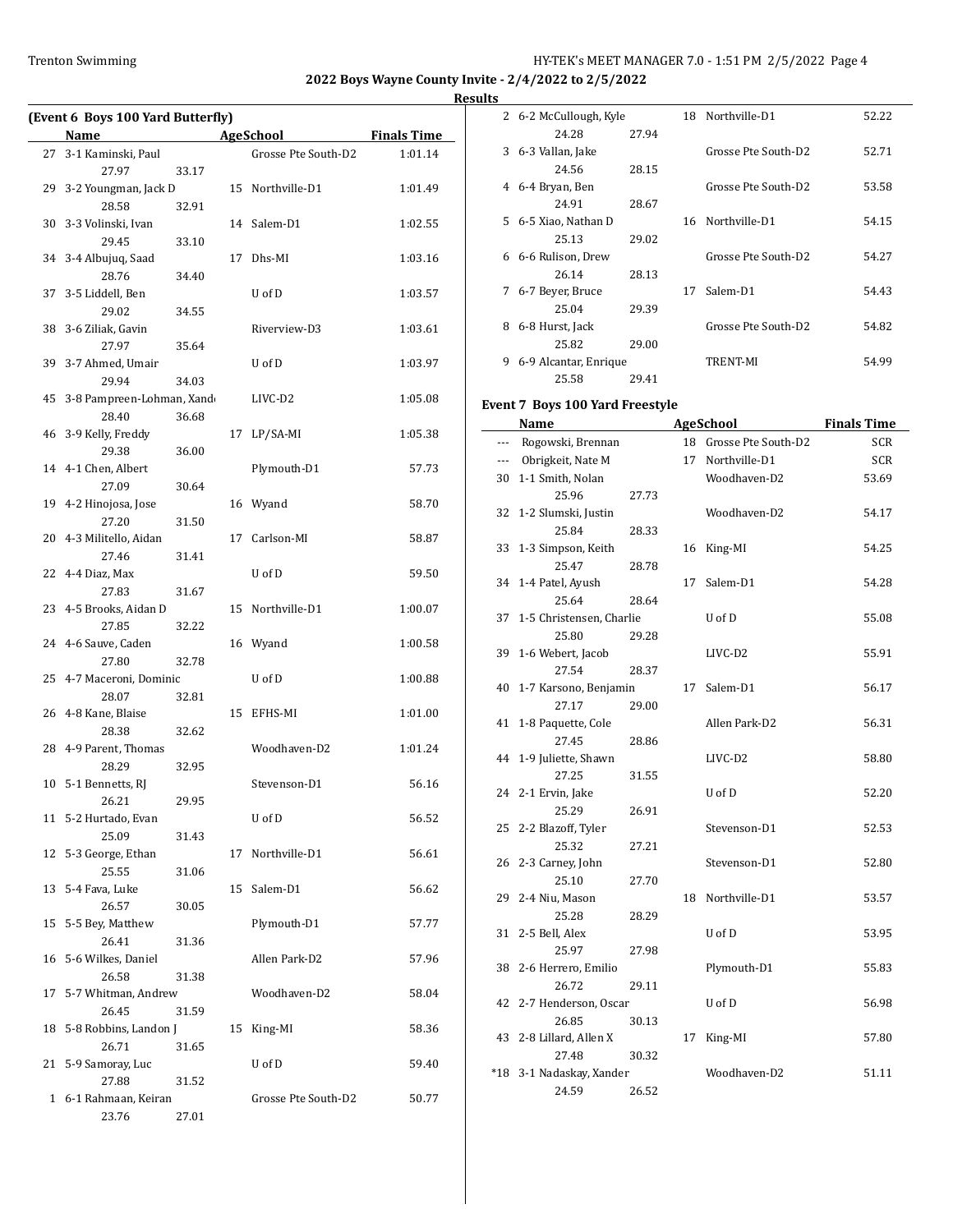## 2022 Boys Wayne County Invite - 2/4/2022 to 2/5/2022

### Results

**(Event 6 Boys 100 Yard Butterfly)**

| | Name | Age | School | Finals Time |
|---|---|---|---|---|
| 27 | 3-1 Kaminski, Paul | | Grosse Pte South-D2 | 1:01.14 |
| | 27.97 33.17 | | | |
| 29 | 3-2 Youngman, Jack D | 15 | Northville-D1 | 1:01.49 |
| | 28.58 32.91 | | | |
| 30 | 3-3 Volinski, Ivan | 14 | Salem-D1 | 1:02.55 |
| | 29.45 33.10 | | | |
| 34 | 3-4 Albujuq, Saad | 17 | Dhs-MI | 1:03.16 |
| | 28.76 34.40 | | | |
| 37 | 3-5 Liddell, Ben | | U of D | 1:03.57 |
| | 29.02 34.55 | | | |
| 38 | 3-6 Ziliak, Gavin | | Riverview-D3 | 1:03.61 |
| | 27.97 35.64 | | | |
| 39 | 3-7 Ahmed, Umair | | U of D | 1:03.97 |
| | 29.94 34.03 | | | |
| 45 | 3-8 Pampreen-Lohman, Xand | | LIVC-D2 | 1:05.08 |
| | 28.40 36.68 | | | |
| 46 | 3-9 Kelly, Freddy | 17 | LP/SA-MI | 1:05.38 |
| | 29.38 36.00 | | | |
| 14 | 4-1 Chen, Albert | | Plymouth-D1 | 57.73 |
| | 27.09 30.64 | | | |
| 19 | 4-2 Hinojosa, Jose | 16 | Wyand | 58.70 |
| | 27.20 31.50 | | | |
| 20 | 4-3 Militello, Aidan | 17 | Carlson-MI | 58.87 |
| | 27.46 31.41 | | | |
| 22 | 4-4 Diaz, Max | | U of D | 59.50 |
| | 27.83 31.67 | | | |
| 23 | 4-5 Brooks, Aidan D | 15 | Northville-D1 | 1:00.07 |
| | 27.85 32.22 | | | |
| 24 | 4-6 Sauve, Caden | 16 | Wyand | 1:00.58 |
| | 27.80 32.78 | | | |
| 25 | 4-7 Maceroni, Dominic | | U of D | 1:00.88 |
| | 28.07 32.81 | | | |
| 26 | 4-8 Kane, Blaise | 15 | EFHS-MI | 1:01.00 |
| | 28.38 32.62 | | | |
| 28 | 4-9 Parent, Thomas | | Woodhaven-D2 | 1:01.24 |
| | 28.29 32.95 | | | |
| 10 | 5-1 Bennetts, RJ | | Stevenson-D1 | 56.16 |
| | 26.21 29.95 | | | |
| 11 | 5-2 Hurtado, Evan | | U of D | 56.52 |
| | 25.09 31.43 | | | |
| 12 | 5-3 George, Ethan | 17 | Northville-D1 | 56.61 |
| | 25.55 31.06 | | | |
| 13 | 5-4 Fava, Luke | 15 | Salem-D1 | 56.62 |
| | 26.57 30.05 | | | |
| 15 | 5-5 Bey, Matthew | | Plymouth-D1 | 57.77 |
| | 26.41 31.36 | | | |
| 16 | 5-6 Wilkes, Daniel | | Allen Park-D2 | 57.96 |
| | 26.58 31.38 | | | |
| 17 | 5-7 Whitman, Andrew | | Woodhaven-D2 | 58.04 |
| | 26.45 31.59 | | | |
| 18 | 5-8 Robbins, Landon J | 15 | King-MI | 58.36 |
| | 26.71 31.65 | | | |
| 21 | 5-9 Samoray, Luc | | U of D | 59.40 |
| | 27.88 31.52 | | | |
| 1 | 6-1 Rahmaan, Keiran | | Grosse Pte South-D2 | 50.77 |
| | 23.76 27.01 | | | |
| 2 | 6-2 McCullough, Kyle | 18 | Northville-D1 | 52.22 |
| | 24.28 27.94 | | | |
| 3 | 6-3 Vallan, Jake | | Grosse Pte South-D2 | 52.71 |
| | 24.56 28.15 | | | |
| 4 | 6-4 Bryan, Ben | | Grosse Pte South-D2 | 53.58 |
| | 24.91 28.67 | | | |
| 5 | 6-5 Xiao, Nathan D | 16 | Northville-D1 | 54.15 |
| | 25.13 29.02 | | | |
| 6 | 6-6 Rulison, Drew | | Grosse Pte South-D2 | 54.27 |
| | 26.14 28.13 | | | |
| 7 | 6-7 Beyer, Bruce | 17 | Salem-D1 | 54.43 |
| | 25.04 29.39 | | | |
| 8 | 6-8 Hurst, Jack | | Grosse Pte South-D2 | 54.82 |
| | 25.82 29.00 | | | |
| 9 | 6-9 Alcantar, Enrique | | TRENT-MI | 54.99 |
| | 25.58 29.41 | | | |

**Event 7 Boys 100 Yard Freestyle**

| | Name | Age | School | Finals Time |
|---|---|---|---|---|
| --- | Rogowski, Brennan | 18 | Grosse Pte South-D2 | SCR |
| --- | Obrigkeit, Nate M | 17 | Northville-D1 | SCR |
| 30 | 1-1 Smith, Nolan | | Woodhaven-D2 | 53.69 |
| | 25.96 27.73 | | | |
| 32 | 1-2 Slumski, Justin | | Woodhaven-D2 | 54.17 |
| | 25.84 28.33 | | | |
| 33 | 1-3 Simpson, Keith | 16 | King-MI | 54.25 |
| | 25.47 28.78 | | | |
| 34 | 1-4 Patel, Ayush | 17 | Salem-D1 | 54.28 |
| | 25.64 28.64 | | | |
| 37 | 1-5 Christensen, Charlie | | U of D | 55.08 |
| | 25.80 29.28 | | | |
| 39 | 1-6 Webert, Jacob | | LIVC-D2 | 55.91 |
| | 27.54 28.37 | | | |
| 40 | 1-7 Karsono, Benjamin | 17 | Salem-D1 | 56.17 |
| | 27.17 29.00 | | | |
| 41 | 1-8 Paquette, Cole | | Allen Park-D2 | 56.31 |
| | 27.45 28.86 | | | |
| 44 | 1-9 Juliette, Shawn | | LIVC-D2 | 58.80 |
| | 27.25 31.55 | | | |
| 24 | 2-1 Ervin, Jake | | U of D | 52.20 |
| | 25.29 26.91 | | | |
| 25 | 2-2 Blazoff, Tyler | | Stevenson-D1 | 52.53 |
| | 25.32 27.21 | | | |
| 26 | 2-3 Carney, John | | Stevenson-D1 | 52.80 |
| | 25.10 27.70 | | | |
| 29 | 2-4 Niu, Mason | 18 | Northville-D1 | 53.57 |
| | 25.28 28.29 | | | |
| 31 | 2-5 Bell, Alex | | U of D | 53.95 |
| | 25.97 27.98 | | | |
| 38 | 2-6 Herrero, Emilio | | Plymouth-D1 | 55.83 |
| | 26.72 29.11 | | | |
| 42 | 2-7 Henderson, Oscar | | U of D | 56.98 |
| | 26.85 30.13 | | | |
| 43 | 2-8 Lillard, Allen X | 17 | King-MI | 57.80 |
| | 27.48 30.32 | | | |
| *18 | 3-1 Nadaskay, Xander | | Woodhaven-D2 | 51.11 |
| | 24.59 26.52 | | | |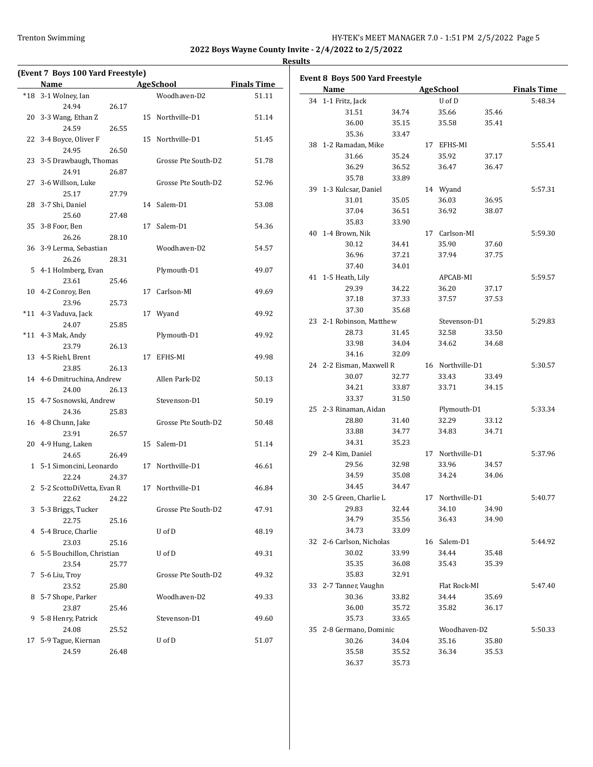## 2022 Boys Wayne County Invite - 2/4/2022 to 2/5/2022

### Results

### (Event 7 Boys 100 Yard Freestyle)

| Place | Name | Age | School | Finals Time |
|---|---|---|---|---|
| *18 | 3-1 Wolney, Ian | | Woodhaven-D2 | 51.11 |
| | 24.94 26.17 | | | |
| 20 | 3-3 Wang, Ethan Z | 15 | Northville-D1 | 51.14 |
| | 24.59 26.55 | | | |
| 22 | 3-4 Boyce, Oliver F | 15 | Northville-D1 | 51.45 |
| | 24.95 26.50 | | | |
| 23 | 3-5 Drawbaugh, Thomas | | Grosse Pte South-D2 | 51.78 |
| | 24.91 26.87 | | | |
| 27 | 3-6 Willson, Luke | | Grosse Pte South-D2 | 52.96 |
| | 25.17 27.79 | | | |
| 28 | 3-7 Shi, Daniel | 14 | Salem-D1 | 53.08 |
| | 25.60 27.48 | | | |
| 35 | 3-8 Foor, Ben | 17 | Salem-D1 | 54.36 |
| | 26.26 28.10 | | | |
| 36 | 3-9 Lerma, Sebastian | | Woodhaven-D2 | 54.57 |
| | 26.26 28.31 | | | |
| 5 | 4-1 Holmberg, Evan | | Plymouth-D1 | 49.07 |
| | 23.61 25.46 | | | |
| 10 | 4-2 Conroy, Ben | 17 | Carlson-MI | 49.69 |
| | 23.96 25.73 | | | |
| *11 | 4-3 Vaduva, Jack | 17 | Wyand | 49.92 |
| | 24.07 25.85 | | | |
| *11 | 4-3 Mak, Andy | | Plymouth-D1 | 49.92 |
| | 23.79 26.13 | | | |
| 13 | 4-5 Riehl, Brent | 17 | EFHS-MI | 49.98 |
| | 23.85 26.13 | | | |
| 14 | 4-6 Dmitruchina, Andrew | | Allen Park-D2 | 50.13 |
| | 24.00 26.13 | | | |
| 15 | 4-7 Sosnowski, Andrew | | Stevenson-D1 | 50.19 |
| | 24.36 25.83 | | | |
| 16 | 4-8 Chunn, Jake | | Grosse Pte South-D2 | 50.48 |
| | 23.91 26.57 | | | |
| 20 | 4-9 Hung, Laken | 15 | Salem-D1 | 51.14 |
| | 24.65 26.49 | | | |
| 1 | 5-1 Simoncini, Leonardo | 17 | Northville-D1 | 46.61 |
| | 22.24 24.37 | | | |
| 2 | 5-2 ScottoDiVetta, Evan R | 17 | Northville-D1 | 46.84 |
| | 22.62 24.22 | | | |
| 3 | 5-3 Briggs, Tucker | | Grosse Pte South-D2 | 47.91 |
| | 22.75 25.16 | | | |
| 4 | 5-4 Bruce, Charlie | | U of D | 48.19 |
| | 23.03 25.16 | | | |
| 6 | 5-5 Bouchillon, Christian | | U of D | 49.31 |
| | 23.54 25.77 | | | |
| 7 | 5-6 Liu, Troy | | Grosse Pte South-D2 | 49.32 |
| | 23.52 25.80 | | | |
| 8 | 5-7 Shope, Parker | | Woodhaven-D2 | 49.33 |
| | 23.87 25.46 | | | |
| 9 | 5-8 Henry, Patrick | | Stevenson-D1 | 49.60 |
| | 24.08 25.52 | | | |
| 17 | 5-9 Tague, Kiernan | | U of D | 51.07 |
| | 24.59 26.48 | | | |

### Event 8 Boys 500 Yard Freestyle

| Place | Name | Age | School | Finals Time |
|---|---|---|---|---|
| 34 | 1-1 Fritz, Jack | | U of D | 5:48.34 |
| | 31.51 34.74 35.66 35.46 | | | |
| | 36.00 35.15 35.58 35.41 | | | |
| | 35.36 33.47 | | | |
| 38 | 1-2 Ramadan, Mike | 17 | EFHS-MI | 5:55.41 |
| | 31.66 35.24 35.92 37.17 | | | |
| | 36.29 36.52 36.47 36.47 | | | |
| | 35.78 33.89 | | | |
| 39 | 1-3 Kulcsar, Daniel | 14 | Wyand | 5:57.31 |
| | 31.01 35.05 36.03 36.95 | | | |
| | 37.04 36.51 36.92 38.07 | | | |
| | 35.83 33.90 | | | |
| 40 | 1-4 Brown, Nik | 17 | Carlson-MI | 5:59.30 |
| | 30.12 34.41 35.90 37.60 | | | |
| | 36.96 37.21 37.94 37.75 | | | |
| | 37.40 34.01 | | | |
| 41 | 1-5 Heath, Lily | | APCAB-MI | 5:59.57 |
| | 29.39 34.22 36.20 37.17 | | | |
| | 37.18 37.33 37.57 37.53 | | | |
| | 37.30 35.68 | | | |
| 23 | 2-1 Robinson, Matthew | | Stevenson-D1 | 5:29.83 |
| | 28.73 31.45 32.58 33.50 | | | |
| | 33.98 34.04 34.62 34.68 | | | |
| | 34.16 32.09 | | | |
| 24 | 2-2 Eisman, Maxwell R | 16 | Northville-D1 | 5:30.57 |
| | 30.07 32.77 33.43 33.49 | | | |
| | 34.21 33.87 33.71 34.15 | | | |
| | 33.37 31.50 | | | |
| 25 | 2-3 Rinaman, Aidan | | Plymouth-D1 | 5:33.34 |
| | 28.80 31.40 32.29 33.12 | | | |
| | 33.88 34.77 34.83 34.71 | | | |
| | 34.31 35.23 | | | |
| 29 | 2-4 Kim, Daniel | 17 | Northville-D1 | 5:37.96 |
| | 29.56 32.98 33.96 34.57 | | | |
| | 34.59 35.08 34.24 34.06 | | | |
| | 34.45 34.47 | | | |
| 30 | 2-5 Green, Charlie L | 17 | Northville-D1 | 5:40.77 |
| | 29.83 32.44 34.10 34.90 | | | |
| | 34.79 35.56 36.43 34.90 | | | |
| | 34.73 33.09 | | | |
| 32 | 2-6 Carlson, Nicholas | 16 | Salem-D1 | 5:44.92 |
| | 30.02 33.99 34.44 35.48 | | | |
| | 35.35 36.08 35.43 35.39 | | | |
| | 35.83 32.91 | | | |
| 33 | 2-7 Tanner, Vaughn | | Flat Rock-MI | 5:47.40 |
| | 30.36 33.82 34.44 35.69 | | | |
| | 36.00 35.72 35.82 36.17 | | | |
| | 35.73 33.65 | | | |
| 35 | 2-8 Germano, Dominic | | Woodhaven-D2 | 5:50.33 |
| | 30.26 34.04 35.16 35.80 | | | |
| | 35.58 35.52 36.34 35.53 | | | |
| | 36.37 35.73 | | | |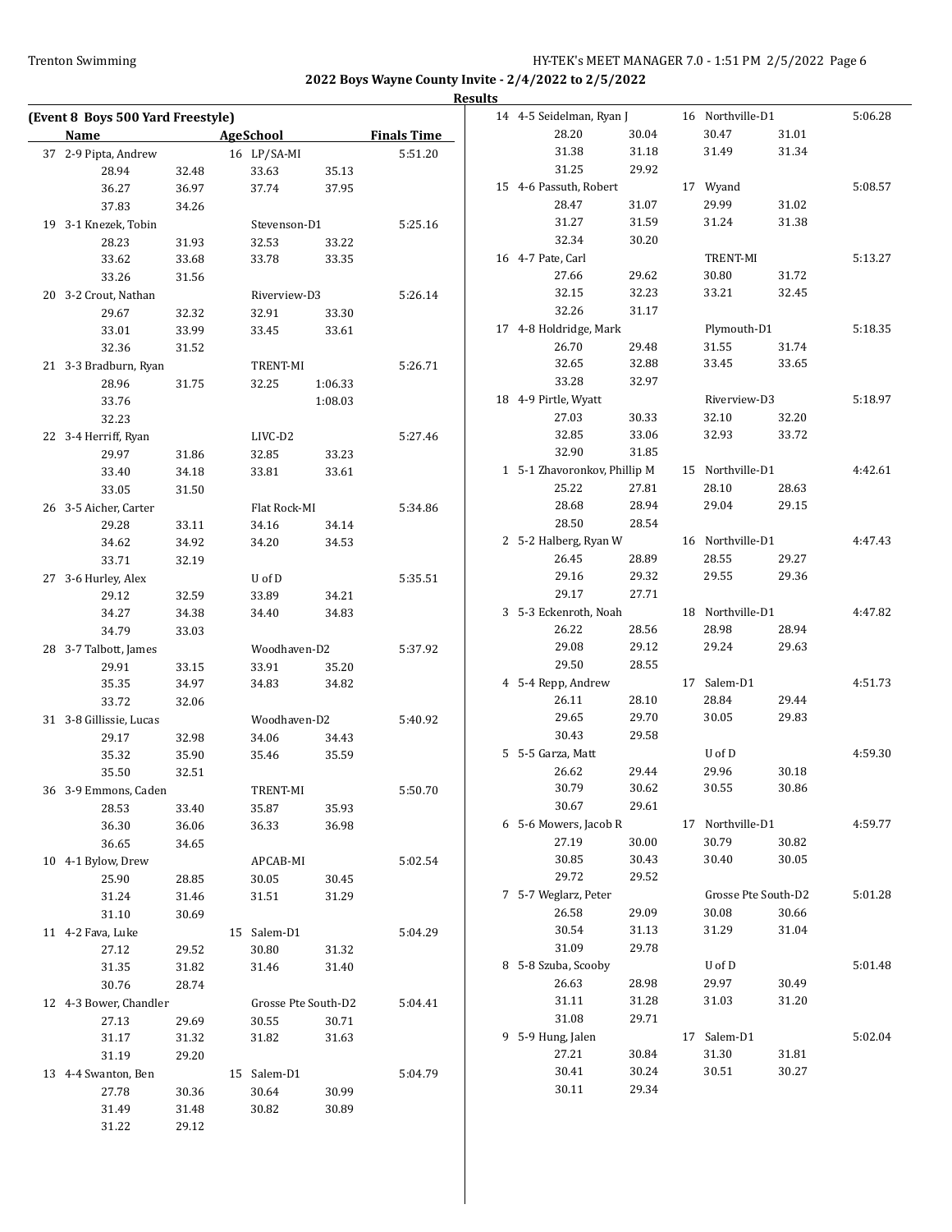**2022 Boys Wayne County Invite - 2/4/2022 to 2/5/2022**

**Results**

**(Event 8 Boys 500 Yard Freestyle)**

| | Name | Age | School | Finals Time |
|---|---|---|---|---|
| 37 | 2-9 Pipta, Andrew | 16 | LP/SA-MI | 5:51.20 |
| | 28.94 32.48 33.63 35.13 36.27 36.97 37.74 37.95 37.83 34.26 | | | |
| 19 | 3-1 Knezek, Tobin | | Stevenson-D1 | 5:25.16 |
| | 28.23 31.93 32.53 33.22 33.62 33.68 33.78 33.35 33.26 31.56 | | | |
| 20 | 3-2 Crout, Nathan | | Riverview-D3 | 5:26.14 |
| | 29.67 32.32 32.91 33.30 33.01 33.99 33.45 33.61 32.36 31.52 | | | |
| 21 | 3-3 Bradburn, Ryan | | TRENT-MI | 5:26.71 |
| | 28.96 31.75 32.25 1:06.33 33.76 1:08.03 32.23 | | | |
| 22 | 3-4 Herriff, Ryan | | LIVC-D2 | 5:27.46 |
| | 29.97 31.86 32.85 33.23 33.40 34.18 33.81 33.61 33.05 31.50 | | | |
| 26 | 3-5 Aicher, Carter | | Flat Rock-MI | 5:34.86 |
| | 29.28 33.11 34.16 34.14 34.62 34.92 34.20 34.53 33.71 32.19 | | | |
| 27 | 3-6 Hurley, Alex | | U of D | 5:35.51 |
| | 29.12 32.59 33.89 34.21 34.27 34.38 34.40 34.83 34.79 33.03 | | | |
| 28 | 3-7 Talbott, James | | Woodhaven-D2 | 5:37.92 |
| | 29.91 33.15 33.91 35.20 35.35 34.97 34.83 34.82 33.72 32.06 | | | |
| 31 | 3-8 Gillissie, Lucas | | Woodhaven-D2 | 5:40.92 |
| | 29.17 32.98 34.06 34.43 35.32 35.90 35.46 35.59 35.50 32.51 | | | |
| 36 | 3-9 Emmons, Caden | | TRENT-MI | 5:50.70 |
| | 28.53 33.40 35.87 35.93 36.30 36.06 36.33 36.98 36.65 34.65 | | | |
| 10 | 4-1 Bylow, Drew | | APCAB-MI | 5:02.54 |
| | 25.90 28.85 30.05 30.45 31.24 31.46 31.51 31.29 31.10 30.69 | | | |
| 11 | 4-2 Fava, Luke | 15 | Salem-D1 | 5:04.29 |
| | 27.12 29.52 30.80 31.32 31.35 31.82 31.46 31.40 30.76 28.74 | | | |
| 12 | 4-3 Bower, Chandler | | Grosse Pte South-D2 | 5:04.41 |
| | 27.13 29.69 30.55 30.71 31.17 31.32 31.82 31.63 31.19 29.20 | | | |
| 13 | 4-4 Swanton, Ben | 15 | Salem-D1 | 5:04.79 |
| | 27.78 30.36 30.64 30.99 31.49 31.48 30.82 30.89 31.22 29.12 | | | |
| 14 | 4-5 Seidelman, Ryan J | 16 | Northville-D1 | 5:06.28 |
| | 28.20 30.04 30.47 31.01 31.38 31.18 31.49 31.34 31.25 29.92 | | | |
| 15 | 4-6 Passuth, Robert | 17 | Wyand | 5:08.57 |
| | 28.47 31.07 29.99 31.02 31.27 31.59 31.24 31.38 32.34 30.20 | | | |
| 16 | 4-7 Pate, Carl | | TRENT-MI | 5:13.27 |
| | 27.66 29.62 30.80 31.72 32.15 32.23 33.21 32.45 32.26 31.17 | | | |
| 17 | 4-8 Holdridge, Mark | | Plymouth-D1 | 5:18.35 |
| | 26.70 29.48 31.55 31.74 32.65 32.88 33.45 33.65 33.28 32.97 | | | |
| 18 | 4-9 Pirtle, Wyatt | | Riverview-D3 | 5:18.97 |
| | 27.03 30.33 32.10 32.20 32.85 33.06 32.93 33.72 32.90 31.85 | | | |
| 1 | 5-1 Zhavoronkov, Phillip M | 15 | Northville-D1 | 4:42.61 |
| | 25.22 27.81 28.10 28.63 28.68 28.94 29.04 29.15 28.50 28.54 | | | |
| 2 | 5-2 Halberg, Ryan W | 16 | Northville-D1 | 4:47.43 |
| | 26.45 28.89 28.55 29.27 29.16 29.32 29.55 29.36 29.17 27.71 | | | |
| 3 | 5-3 Eckenroth, Noah | 18 | Northville-D1 | 4:47.82 |
| | 26.22 28.56 28.98 28.94 29.08 29.12 29.24 29.63 29.50 28.55 | | | |
| 4 | 5-4 Repp, Andrew | 17 | Salem-D1 | 4:51.73 |
| | 26.11 28.10 28.84 29.44 29.65 29.70 30.05 29.83 30.43 29.58 | | | |
| 5 | 5-5 Garza, Matt | | U of D | 4:59.30 |
| | 26.62 29.44 29.96 30.18 30.79 30.62 30.55 30.86 30.67 29.61 | | | |
| 6 | 5-6 Mowers, Jacob R | 17 | Northville-D1 | 4:59.77 |
| | 27.19 30.00 30.79 30.82 30.85 30.43 30.40 30.05 29.72 29.52 | | | |
| 7 | 5-7 Weglarz, Peter | | Grosse Pte South-D2 | 5:01.28 |
| | 26.58 29.09 30.08 30.66 30.54 31.13 31.29 31.04 31.09 29.78 | | | |
| 8 | 5-8 Szuba, Scooby | | U of D | 5:01.48 |
| | 26.63 28.98 29.97 30.49 31.11 31.28 31.03 31.20 31.08 29.71 | | | |
| 9 | 5-9 Hung, Jalen | 17 | Salem-D1 | 5:02.04 |
| | 27.21 30.84 31.30 31.81 30.41 30.24 30.51 30.27 30.11 29.34 | | | |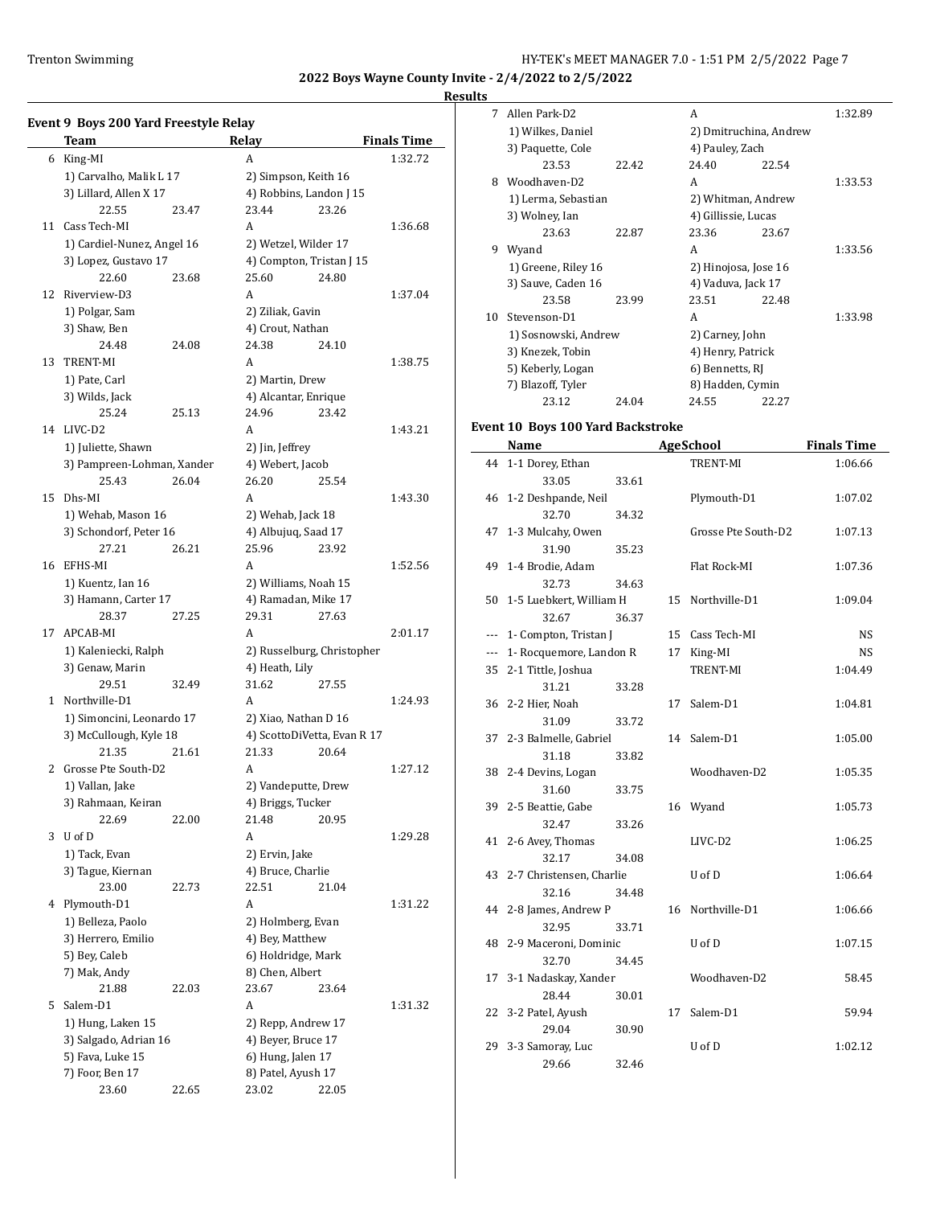**2022 Boys Wayne County Invite - 2/4/2022 to 2/5/2022**

**Results**

### Event 9 Boys 200 Yard Freestyle Relay

| | Team | | Relay | | Finals Time |
|---|---|---|---|---|---|
| 6 | King-MI | | A | | 1:32.72 |
| | 1) Carvalho, Malik L 17 | | 2) Simpson, Keith 16 | | |
| | 3) Lillard, Allen X 17 | | 4) Robbins, Landon J 15 | | |
| | 22.55 | 23.47 | 23.44 | 23.26 | |
| 11 | Cass Tech-MI | | A | | 1:36.68 |
| | 1) Cardiel-Nunez, Angel 16 | | 2) Wetzel, Wilder 17 | | |
| | 3) Lopez, Gustavo 17 | | 4) Compton, Tristan J 15 | | |
| | 22.60 | 23.68 | 25.60 | 24.80 | |
| 12 | Riverview-D3 | | A | | 1:37.04 |
| | 1) Polgar, Sam | | 2) Ziliak, Gavin | | |
| | 3) Shaw, Ben | | 4) Crout, Nathan | | |
| | 24.48 | 24.08 | 24.38 | 24.10 | |
| 13 | TRENT-MI | | A | | 1:38.75 |
| | 1) Pate, Carl | | 2) Martin, Drew | | |
| | 3) Wilds, Jack | | 4) Alcantar, Enrique | | |
| | 25.24 | 25.13 | 24.96 | 23.42 | |
| 14 | LIVC-D2 | | A | | 1:43.21 |
| | 1) Juliette, Shawn | | 2) Jin, Jeffrey | | |
| | 3) Pampreen-Lohman, Xander | | 4) Webert, Jacob | | |
| | 25.43 | 26.04 | 26.20 | 25.54 | |
| 15 | Dhs-MI | | A | | 1:43.30 |
| | 1) Wehab, Mason 16 | | 2) Wehab, Jack 18 | | |
| | 3) Schondorf, Peter 16 | | 4) Albujuq, Saad 17 | | |
| | 27.21 | 26.21 | 25.96 | 23.92 | |
| 16 | EFHS-MI | | A | | 1:52.56 |
| | 1) Kuentz, Ian 16 | | 2) Williams, Noah 15 | | |
| | 3) Hamann, Carter 17 | | 4) Ramadan, Mike 17 | | |
| | 28.37 | 27.25 | 29.31 | 27.63 | |
| 17 | APCAB-MI | | A | | 2:01.17 |
| | 1) Kaleniecki, Ralph | | 2) Russelburg, Christopher | | |
| | 3) Genaw, Marin | | 4) Heath, Lily | | |
| | 29.51 | 32.49 | 31.62 | 27.55 | |
| 1 | Northville-D1 | | A | | 1:24.93 |
| | 1) Simoncini, Leonardo 17 | | 2) Xiao, Nathan D 16 | | |
| | 3) McCullough, Kyle 18 | | 4) ScottoDiVetta, Evan R 17 | | |
| | 21.35 | 21.61 | 21.33 | 20.64 | |
| 2 | Grosse Pte South-D2 | | A | | 1:27.12 |
| | 1) Vallan, Jake | | 2) Vandeputte, Drew | | |
| | 3) Rahmaan, Keiran | | 4) Briggs, Tucker | | |
| | 22.69 | 22.00 | 21.48 | 20.95 | |
| 3 | U of D | | A | | 1:29.28 |
| | 1) Tack, Evan | | 2) Ervin, Jake | | |
| | 3) Tague, Kiernan | | 4) Bruce, Charlie | | |
| | 23.00 | 22.73 | 22.51 | 21.04 | |
| 4 | Plymouth-D1 | | A | | 1:31.22 |
| | 1) Belleza, Paolo | | 2) Holmberg, Evan | | |
| | 3) Herrero, Emilio | | 4) Bey, Matthew | | |
| | 5) Bey, Caleb | | 6) Holdridge, Mark | | |
| | 7) Mak, Andy | | 8) Chen, Albert | | |
| | 21.88 | 22.03 | 23.67 | 23.64 | |
| 5 | Salem-D1 | | A | | 1:31.32 |
| | 1) Hung, Laken 15 | | 2) Repp, Andrew 17 | | |
| | 3) Salgado, Adrian 16 | | 4) Beyer, Bruce 17 | | |
| | 5) Fava, Luke 15 | | 6) Hung, Jalen 17 | | |
| | 7) Foor, Ben 17 | | 8) Patel, Ayush 17 | | |
| | 23.60 | 22.65 | 23.02 | 22.05 | |
| 7 | Allen Park-D2 | | A | | 1:32.89 |
| | 1) Wilkes, Daniel | | 2) Dmitruchina, Andrew | | |
| | 3) Paquette, Cole | | 4) Pauley, Zach | | |
| | 23.53 | 22.42 | 24.40 | 22.54 | |
| 8 | Woodhaven-D2 | | A | | 1:33.53 |
| | 1) Lerma, Sebastian | | 2) Whitman, Andrew | | |
| | 3) Wolney, Ian | | 4) Gillissie, Lucas | | |
| | 23.63 | 22.87 | 23.36 | 23.67 | |
| 9 | Wyand | | A | | 1:33.56 |
| | 1) Greene, Riley 16 | | 2) Hinojosa, Jose 16 | | |
| | 3) Sauve, Caden 16 | | 4) Vaduva, Jack 17 | | |
| | 23.58 | 23.99 | 23.51 | 22.48 | |
| 10 | Stevenson-D1 | | A | | 1:33.98 |
| | 1) Sosnowski, Andrew | | 2) Carney, John | | |
| | 3) Knezek, Tobin | | 4) Henry, Patrick | | |
| | 5) Keberly, Logan | | 6) Bennetts, RJ | | |
| | 7) Blazoff, Tyler | | 8) Hadden, Cymin | | |
| | 23.12 | 24.04 | 24.55 | 22.27 | |

### Event 10 Boys 100 Yard Backstroke

| | Name | | Age | School | Finals Time |
|---|---|---|---|---|---|
| 44 | 1-1 Dorey, Ethan | | | TRENT-MI | 1:06.66 |
| | 33.05 | 33.61 | | | |
| 46 | 1-2 Deshpande, Neil | | | Plymouth-D1 | 1:07.02 |
| | 32.70 | 34.32 | | | |
| 47 | 1-3 Mulcahy, Owen | | | Grosse Pte South-D2 | 1:07.13 |
| | 31.90 | 35.23 | | | |
| 49 | 1-4 Brodie, Adam | | | Flat Rock-MI | 1:07.36 |
| | 32.73 | 34.63 | | | |
| 50 | 1-5 Luebkert, William H | | 15 | Northville-D1 | 1:09.04 |
| | 32.67 | 36.37 | | | |
| --- | 1- Compton, Tristan J | | 15 | Cass Tech-MI | NS |
| --- | 1- Rocquemore, Landon R | | 17 | King-MI | NS |
| 35 | 2-1 Tittle, Joshua | | | TRENT-MI | 1:04.49 |
| | 31.21 | 33.28 | | | |
| 36 | 2-2 Hier, Noah | | 17 | Salem-D1 | 1:04.81 |
| | 31.09 | 33.72 | | | |
| 37 | 2-3 Balmelle, Gabriel | | 14 | Salem-D1 | 1:05.00 |
| | 31.18 | 33.82 | | | |
| 38 | 2-4 Devins, Logan | | | Woodhaven-D2 | 1:05.35 |
| | 31.60 | 33.75 | | | |
| 39 | 2-5 Beattie, Gabe | | 16 | Wyand | 1:05.73 |
| | 32.47 | 33.26 | | | |
| 41 | 2-6 Avey, Thomas | | | LIVC-D2 | 1:06.25 |
| | 32.17 | 34.08 | | | |
| 43 | 2-7 Christensen, Charlie | | | U of D | 1:06.64 |
| | 32.16 | 34.48 | | | |
| 44 | 2-8 James, Andrew P | | 16 | Northville-D1 | 1:06.66 |
| | 32.95 | 33.71 | | | |
| 48 | 2-9 Maceroni, Dominic | | | U of D | 1:07.15 |
| | 32.70 | 34.45 | | | |
| 17 | 3-1 Nadaskay, Xander | | | Woodhaven-D2 | 58.45 |
| | 28.44 | 30.01 | | | |
| 22 | 3-2 Patel, Ayush | | 17 | Salem-D1 | 59.94 |
| | 29.04 | 30.90 | | | |
| 29 | 3-3 Samoray, Luc | | | U of D | 1:02.12 |
| | 29.66 | 32.46 | | | |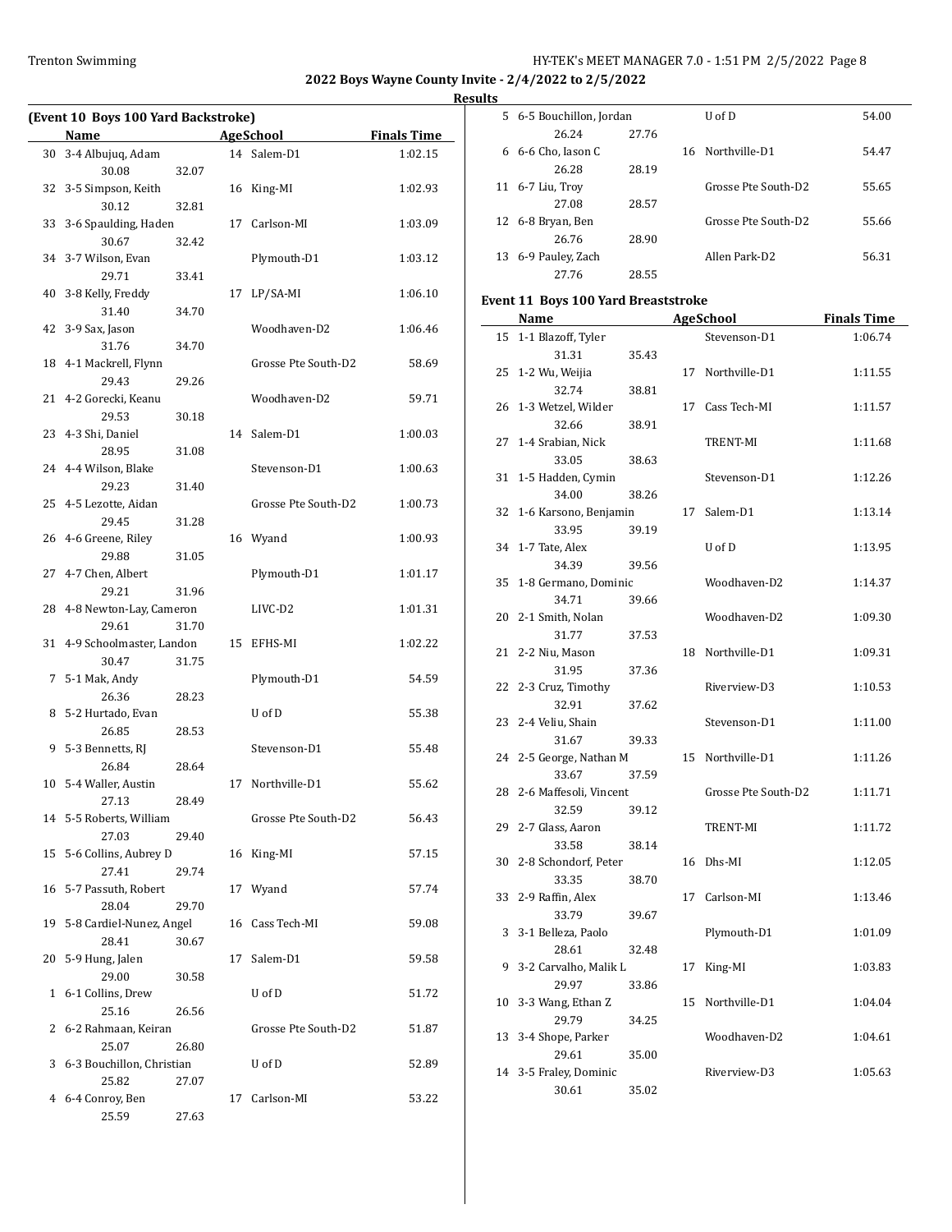## 2022 Boys Wayne County Invite - 2/4/2022 to 2/5/2022

### Results

**(Event 10 Boys 100 Yard Backstroke)**

| | Name | Age | School | Finals Time |
|---|---|---|---|---|
| 30 | 3-4 Albujuq, Adam | 14 | Salem-D1 | 1:02.15 |
| | 30.08 32.07 | | | |
| 32 | 3-5 Simpson, Keith | 16 | King-MI | 1:02.93 |
| | 30.12 32.81 | | | |
| 33 | 3-6 Spaulding, Haden | 17 | Carlson-MI | 1:03.09 |
| | 30.67 32.42 | | | |
| 34 | 3-7 Wilson, Evan | | Plymouth-D1 | 1:03.12 |
| | 29.71 33.41 | | | |
| 40 | 3-8 Kelly, Freddy | 17 | LP/SA-MI | 1:06.10 |
| | 31.40 34.70 | | | |
| 42 | 3-9 Sax, Jason | | Woodhaven-D2 | 1:06.46 |
| | 31.76 34.70 | | | |
| 18 | 4-1 Mackrell, Flynn | | Grosse Pte South-D2 | 58.69 |
| | 29.43 29.26 | | | |
| 21 | 4-2 Gorecki, Keanu | | Woodhaven-D2 | 59.71 |
| | 29.53 30.18 | | | |
| 23 | 4-3 Shi, Daniel | 14 | Salem-D1 | 1:00.03 |
| | 28.95 31.08 | | | |
| 24 | 4-4 Wilson, Blake | | Stevenson-D1 | 1:00.63 |
| | 29.23 31.40 | | | |
| 25 | 4-5 Lezotte, Aidan | | Grosse Pte South-D2 | 1:00.73 |
| | 29.45 31.28 | | | |
| 26 | 4-6 Greene, Riley | 16 | Wyand | 1:00.93 |
| | 29.88 31.05 | | | |
| 27 | 4-7 Chen, Albert | | Plymouth-D1 | 1:01.17 |
| | 29.21 31.96 | | | |
| 28 | 4-8 Newton-Lay, Cameron | | LIVC-D2 | 1:01.31 |
| | 29.61 31.70 | | | |
| 31 | 4-9 Schoolmaster, Landon | 15 | EFHS-MI | 1:02.22 |
| | 30.47 31.75 | | | |
| 7 | 5-1 Mak, Andy | | Plymouth-D1 | 54.59 |
| | 26.36 28.23 | | | |
| 8 | 5-2 Hurtado, Evan | | U of D | 55.38 |
| | 26.85 28.53 | | | |
| 9 | 5-3 Bennetts, RJ | | Stevenson-D1 | 55.48 |
| | 26.84 28.64 | | | |
| 10 | 5-4 Waller, Austin | 17 | Northville-D1 | 55.62 |
| | 27.13 28.49 | | | |
| 14 | 5-5 Roberts, William | | Grosse Pte South-D2 | 56.43 |
| | 27.03 29.40 | | | |
| 15 | 5-6 Collins, Aubrey D | 16 | King-MI | 57.15 |
| | 27.41 29.74 | | | |
| 16 | 5-7 Passuth, Robert | 17 | Wyand | 57.74 |
| | 28.04 29.70 | | | |
| 19 | 5-8 Cardiel-Nunez, Angel | 16 | Cass Tech-MI | 59.08 |
| | 28.41 30.67 | | | |
| 20 | 5-9 Hung, Jalen | 17 | Salem-D1 | 59.58 |
| | 29.00 30.58 | | | |
| 1 | 6-1 Collins, Drew | | U of D | 51.72 |
| | 25.16 26.56 | | | |
| 2 | 6-2 Rahmaan, Keiran | | Grosse Pte South-D2 | 51.87 |
| | 25.07 26.80 | | | |
| 3 | 6-3 Bouchillon, Christian | | U of D | 52.89 |
| | 25.82 27.07 | | | |
| 4 | 6-4 Conroy, Ben | 17 | Carlson-MI | 53.22 |
| | 25.59 27.63 | | | |
| 5 | 6-5 Bouchillon, Jordan | | U of D | 54.00 |
| | 26.24 27.76 | | | |
| 6 | 6-6 Cho, Iason C | 16 | Northville-D1 | 54.47 |
| | 26.28 28.19 | | | |
| 11 | 6-7 Liu, Troy | | Grosse Pte South-D2 | 55.65 |
| | 27.08 28.57 | | | |
| 12 | 6-8 Bryan, Ben | | Grosse Pte South-D2 | 55.66 |
| | 26.76 28.90 | | | |
| 13 | 6-9 Pauley, Zach | | Allen Park-D2 | 56.31 |
| | 27.76 28.55 | | | |

**Event 11 Boys 100 Yard Breaststroke**

| | Name | Age | School | Finals Time |
|---|---|---|---|---|
| 15 | 1-1 Blazoff, Tyler | | Stevenson-D1 | 1:06.74 |
| | 31.31 35.43 | | | |
| 25 | 1-2 Wu, Weijia | 17 | Northville-D1 | 1:11.55 |
| | 32.74 38.81 | | | |
| 26 | 1-3 Wetzel, Wilder | 17 | Cass Tech-MI | 1:11.57 |
| | 32.66 38.91 | | | |
| 27 | 1-4 Srabian, Nick | | TRENT-MI | 1:11.68 |
| | 33.05 38.63 | | | |
| 31 | 1-5 Hadden, Cymin | | Stevenson-D1 | 1:12.26 |
| | 34.00 38.26 | | | |
| 32 | 1-6 Karsono, Benjamin | 17 | Salem-D1 | 1:13.14 |
| | 33.95 39.19 | | | |
| 34 | 1-7 Tate, Alex | | U of D | 1:13.95 |
| | 34.39 39.56 | | | |
| 35 | 1-8 Germano, Dominic | | Woodhaven-D2 | 1:14.37 |
| | 34.71 39.66 | | | |
| 20 | 2-1 Smith, Nolan | | Woodhaven-D2 | 1:09.30 |
| | 31.77 37.53 | | | |
| 21 | 2-2 Niu, Mason | 18 | Northville-D1 | 1:09.31 |
| | 31.95 37.36 | | | |
| 22 | 2-3 Cruz, Timothy | | Riverview-D3 | 1:10.53 |
| | 32.91 37.62 | | | |
| 23 | 2-4 Veliu, Shain | | Stevenson-D1 | 1:11.00 |
| | 31.67 39.33 | | | |
| 24 | 2-5 George, Nathan M | 15 | Northville-D1 | 1:11.26 |
| | 33.67 37.59 | | | |
| 28 | 2-6 Maffesoli, Vincent | | Grosse Pte South-D2 | 1:11.71 |
| | 32.59 39.12 | | | |
| 29 | 2-7 Glass, Aaron | | TRENT-MI | 1:11.72 |
| | 33.58 38.14 | | | |
| 30 | 2-8 Schondorf, Peter | 16 | Dhs-MI | 1:12.05 |
| | 33.35 38.70 | | | |
| 33 | 2-9 Raffin, Alex | 17 | Carlson-MI | 1:13.46 |
| | 33.79 39.67 | | | |
| 3 | 3-1 Belleza, Paolo | | Plymouth-D1 | 1:01.09 |
| | 28.61 32.48 | | | |
| 9 | 3-2 Carvalho, Malik L | 17 | King-MI | 1:03.83 |
| | 29.97 33.86 | | | |
| 10 | 3-3 Wang, Ethan Z | 15 | Northville-D1 | 1:04.04 |
| | 29.79 34.25 | | | |
| 13 | 3-4 Shope, Parker | | Woodhaven-D2 | 1:04.61 |
| | 29.61 35.00 | | | |
| 14 | 3-5 Fraley, Dominic | | Riverview-D3 | 1:05.63 |
| | 30.61 35.02 | | | |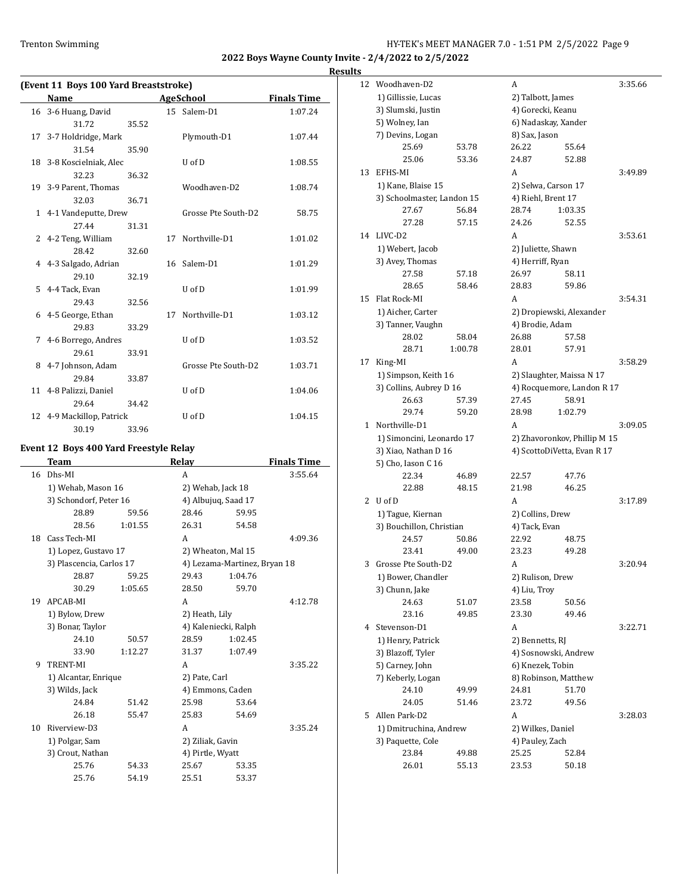## 2022 Boys Wayne County Invite - 2/4/2022 to 2/5/2022

### Results

**(Event 11 Boys 100 Yard Breaststroke)**

| | Name | Age | School | Finals Time |
|---|---|---|---|---|
| 16 | 3-6 Huang, David | 15 | Salem-D1 | 1:07.24 |
| | 31.72 35.52 | | | |
| 17 | 3-7 Holdridge, Mark | | Plymouth-D1 | 1:07.44 |
| | 31.54 35.90 | | | |
| 18 | 3-8 Koscielniak, Alec | | U of D | 1:08.55 |
| | 32.23 36.32 | | | |
| 19 | 3-9 Parent, Thomas | | Woodhaven-D2 | 1:08.74 |
| | 32.03 36.71 | | | |
| 1 | 4-1 Vandeputte, Drew | | Grosse Pte South-D2 | 58.75 |
| | 27.44 31.31 | | | |
| 2 | 4-2 Teng, William | 17 | Northville-D1 | 1:01.02 |
| | 28.42 32.60 | | | |
| 4 | 4-3 Salgado, Adrian | 16 | Salem-D1 | 1:01.29 |
| | 29.10 32.19 | | | |
| 5 | 4-4 Tack, Evan | | U of D | 1:01.99 |
| | 29.43 32.56 | | | |
| 6 | 4-5 George, Ethan | 17 | Northville-D1 | 1:03.12 |
| | 29.83 33.29 | | | |
| 7 | 4-6 Borrego, Andres | | U of D | 1:03.52 |
| | 29.61 33.91 | | | |
| 8 | 4-7 Johnson, Adam | | Grosse Pte South-D2 | 1:03.71 |
| | 29.84 33.87 | | | |
| 11 | 4-8 Palizzi, Daniel | | U of D | 1:04.06 |
| | 29.64 34.42 | | | |
| 12 | 4-9 Mackillop, Patrick | | U of D | 1:04.15 |
| | 30.19 33.96 | | | |

### Event 12 Boys 400 Yard Freestyle Relay

| | Team | Relay | Finals Time |
|---|---|---|---|
| 16 | Dhs-MI | A | 3:55.64 |
| | 1) Wehab, Mason 16 | 2) Wehab, Jack 18 | |
| | 3) Schondorf, Peter 16 | 4) Albujuq, Saad 17 | |
| | 28.89 59.56 | 28.46 59.95 | |
| | 28.56 1:01.55 | 26.31 54.58 | |
| 18 | Cass Tech-MI | A | 4:09.36 |
| | 1) Lopez, Gustavo 17 | 2) Wheaton, Mal 15 | |
| | 3) Plascencia, Carlos 17 | 4) Lezama-Martinez, Bryan 18 | |
| | 28.87 59.25 | 29.43 1:04.76 | |
| | 30.29 1:05.65 | 28.50 59.70 | |
| 19 | APCAB-MI | A | 4:12.78 |
| | 1) Bylow, Drew | 2) Heath, Lily | |
| | 3) Bonar, Taylor | 4) Kaleniecki, Ralph | |
| | 24.10 50.57 | 28.59 1:02.45 | |
| | 33.90 1:12.27 | 31.37 1:07.49 | |
| 9 | TRENT-MI | A | 3:35.22 |
| | 1) Alcantar, Enrique | 2) Pate, Carl | |
| | 3) Wilds, Jack | 4) Emmons, Caden | |
| | 24.84 51.42 | 25.98 53.64 | |
| | 26.18 55.47 | 25.83 54.69 | |
| 10 | Riverview-D3 | A | 3:35.24 |
| | 1) Polgar, Sam | 2) Ziliak, Gavin | |
| | 3) Crout, Nathan | 4) Pirtle, Wyatt | |
| | 25.76 54.33 | 25.67 53.35 | |
| | 25.76 54.19 | 25.51 53.37 | |
| 12 | Woodhaven-D2 | A | 3:35.66 |
| | 1) Gillissie, Lucas | 2) Talbott, James | |
| | 3) Slumski, Justin | 4) Gorecki, Keanu | |
| | 5) Wolney, Ian | 6) Nadaskay, Xander | |
| | 7) Devins, Logan | 8) Sax, Jason | |
| | 25.69 53.78 | 26.22 55.64 | |
| | 25.06 53.36 | 24.87 52.88 | |
| 13 | EFHS-MI | A | 3:49.89 |
| | 1) Kane, Blaise 15 | 2) Selwa, Carson 17 | |
| | 3) Schoolmaster, Landon 15 | 4) Riehl, Brent 17 | |
| | 27.67 56.84 | 28.74 1:03.35 | |
| | 27.28 57.15 | 24.26 52.55 | |
| 14 | LIVC-D2 | A | 3:53.61 |
| | 1) Webert, Jacob | 2) Juliette, Shawn | |
| | 3) Avey, Thomas | 4) Herriff, Ryan | |
| | 27.58 57.18 | 26.97 58.11 | |
| | 28.65 58.46 | 28.83 59.86 | |
| 15 | Flat Rock-MI | A | 3:54.31 |
| | 1) Aicher, Carter | 2) Dropiewski, Alexander | |
| | 3) Tanner, Vaughn | 4) Brodie, Adam | |
| | 28.02 58.04 | 26.88 57.58 | |
| | 28.71 1:00.78 | 28.01 57.91 | |
| 17 | King-MI | A | 3:58.29 |
| | 1) Simpson, Keith 16 | 2) Slaughter, Maissa N 17 | |
| | 3) Collins, Aubrey D 16 | 4) Rocquemore, Landon R 17 | |
| | 26.63 57.39 | 27.45 58.91 | |
| | 29.74 59.20 | 28.98 1:02.79 | |
| 1 | Northville-D1 | A | 3:09.05 |
| | 1) Simoncini, Leonardo 17 | 2) Zhavoronkov, Phillip M 15 | |
| | 3) Xiao, Nathan D 16 | 4) ScottoDiVetta, Evan R 17 | |
| | 5) Cho, Iason C 16 | | |
| | 22.34 46.89 | 22.57 47.76 | |
| | 22.88 48.15 | 21.98 46.25 | |
| 2 | U of D | A | 3:17.89 |
| | 1) Tague, Kiernan | 2) Collins, Drew | |
| | 3) Bouchillon, Christian | 4) Tack, Evan | |
| | 24.57 50.86 | 22.92 48.75 | |
| | 23.41 49.00 | 23.23 49.28 | |
| 3 | Grosse Pte South-D2 | A | 3:20.94 |
| | 1) Bower, Chandler | 2) Rulison, Drew | |
| | 3) Chunn, Jake | 4) Liu, Troy | |
| | 24.63 51.07 | 23.58 50.56 | |
| | 23.16 49.85 | 23.30 49.46 | |
| 4 | Stevenson-D1 | A | 3:22.71 |
| | 1) Henry, Patrick | 2) Bennetts, RJ | |
| | 3) Blazoff, Tyler | 4) Sosnowski, Andrew | |
| | 5) Carney, John | 6) Knezek, Tobin | |
| | 7) Keberly, Logan | 8) Robinson, Matthew | |
| | 24.10 49.99 | 24.81 51.70 | |
| | 24.05 51.46 | 23.72 49.56 | |
| 5 | Allen Park-D2 | A | 3:28.03 |
| | 1) Dmitruchina, Andrew | 2) Wilkes, Daniel | |
| | 3) Paquette, Cole | 4) Pauley, Zach | |
| | 23.84 49.88 | 25.25 52.84 | |
| | 26.01 55.13 | 23.53 50.18 | |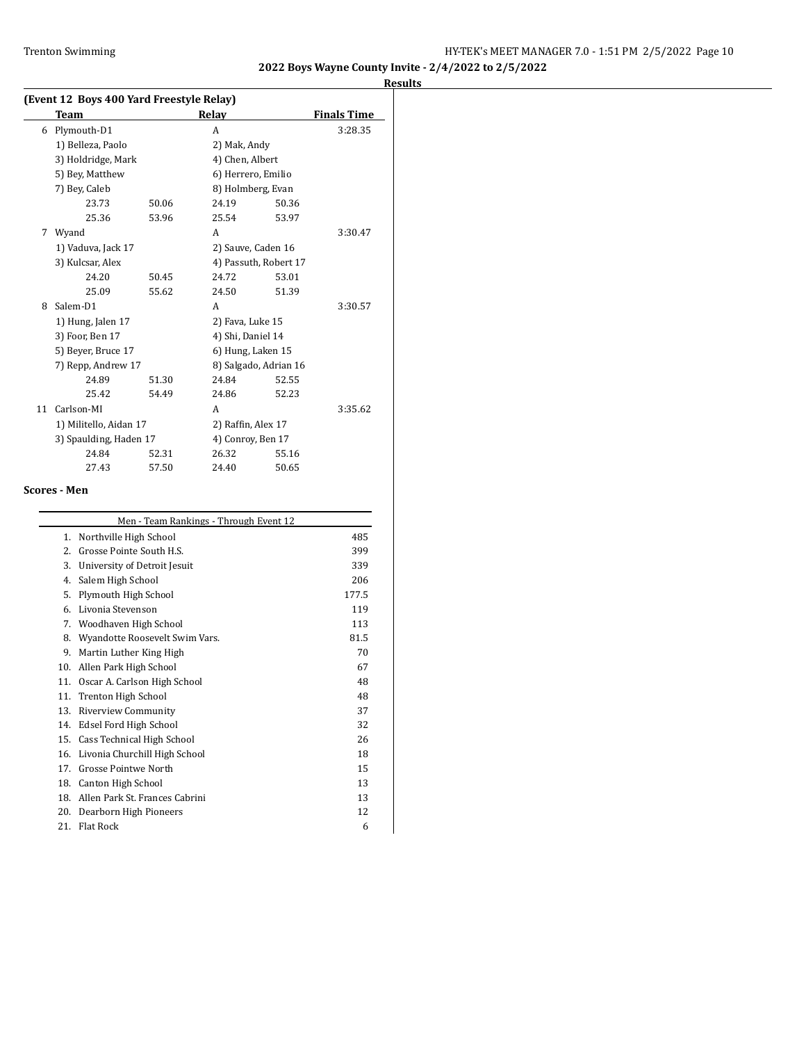**2022 Boys Wayne County Invite - 2/4/2022 to 2/5/2022**

**Results**

**(Event 12 Boys 400 Yard Freestyle Relay)**

| | Team | | Relay | | Finals Time |
|---|---|---|---|---|---|
| 6 | Plymouth-D1 | | A | | 3:28.35 |
| | 1) Belleza, Paolo | | 2) Mak, Andy | | |
| | 3) Holdridge, Mark | | 4) Chen, Albert | | |
| | 5) Bey, Matthew | | 6) Herrero, Emilio | | |
| | 7) Bey, Caleb | | 8) Holmberg, Evan | | |
| | 23.73 | 50.06 | 24.19 | 50.36 | |
| | 25.36 | 53.96 | 25.54 | 53.97 | |
| 7 | Wyand | | A | | 3:30.47 |
| | 1) Vaduva, Jack 17 | | 2) Sauve, Caden 16 | | |
| | 3) Kulcsar, Alex | | 4) Passuth, Robert 17 | | |
| | 24.20 | 50.45 | 24.72 | 53.01 | |
| | 25.09 | 55.62 | 24.50 | 51.39 | |
| 8 | Salem-D1 | | A | | 3:30.57 |
| | 1) Hung, Jalen 17 | | 2) Fava, Luke 15 | | |
| | 3) Foor, Ben 17 | | 4) Shi, Daniel 14 | | |
| | 5) Beyer, Bruce 17 | | 6) Hung, Laken 15 | | |
| | 7) Repp, Andrew 17 | | 8) Salgado, Adrian 16 | | |
| | 24.89 | 51.30 | 24.84 | 52.55 | |
| | 25.42 | 54.49 | 24.86 | 52.23 | |
| 11 | Carlson-MI | | A | | 3:35.62 |
| | 1) Militello, Aidan 17 | | 2) Raffin, Alex 17 | | |
| | 3) Spaulding, Haden 17 | | 4) Conroy, Ben 17 | | |
| | 24.84 | 52.31 | 26.32 | 55.16 | |
| | 27.43 | 57.50 | 24.40 | 50.65 | |

**Scores - Men**

Men - Team Rankings - Through Event 12

| | | |
|---|---|---|
| 1. | Northville High School | 485 |
| 2. | Grosse Pointe South H.S. | 399 |
| 3. | University of Detroit Jesuit | 339 |
| 4. | Salem High School | 206 |
| 5. | Plymouth High School | 177.5 |
| 6. | Livonia Stevenson | 119 |
| 7. | Woodhaven High School | 113 |
| 8. | Wyandotte Roosevelt Swim Vars. | 81.5 |
| 9. | Martin Luther King High | 70 |
| 10. | Allen Park High School | 67 |
| 11. | Oscar A. Carlson High School | 48 |
| 11. | Trenton High School | 48 |
| 13. | Riverview Community | 37 |
| 14. | Edsel Ford High School | 32 |
| 15. | Cass Technical High School | 26 |
| 16. | Livonia Churchill High School | 18 |
| 17. | Grosse Pointwe North | 15 |
| 18. | Canton High School | 13 |
| 18. | Allen Park St. Frances Cabrini | 13 |
| 20. | Dearborn High Pioneers | 12 |
| 21. | Flat Rock | 6 |